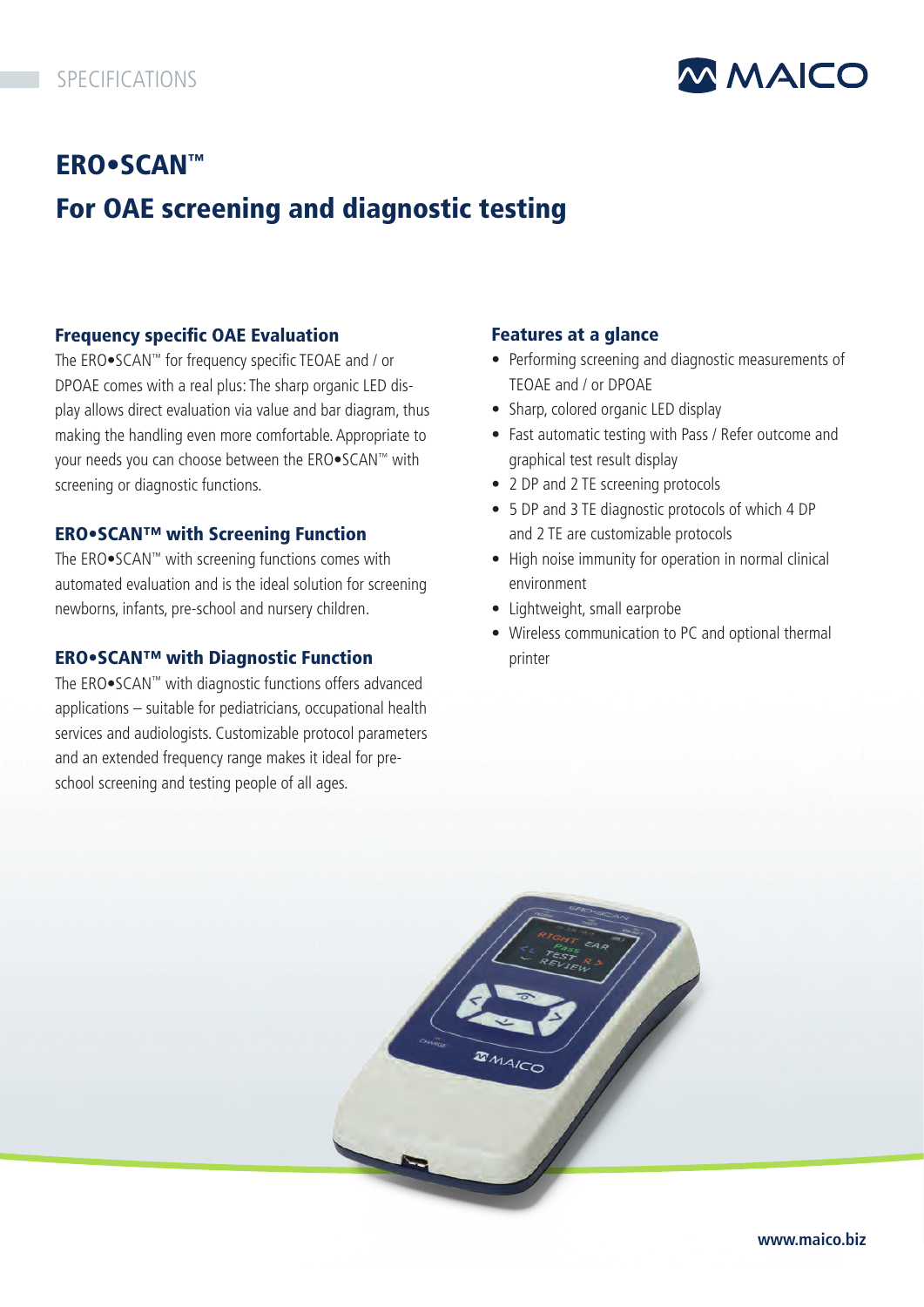SPECIFICATIONS

# ERO•SCAN™

## For OAE screening and diagnostic testing

### Frequency specific OAE Evaluation

The ERO•SCAN™ for frequency specific TEOAE and / or DPOAE comes with a real plus: The sharp organic LED display allows direct evaluation via value and bar diagram, thus making the handling even more comfortable. Appropriate to your needs you can choose between the ERO•SCAN™ with screening or diagnostic functions.

### ERO•SCAN™ with Screening Function

The ERO•SCAN™ with screening functions comes with automated evaluation and is the ideal solution for screening newborns, infants, pre-school and nursery children.

### ERO•SCAN™ with Diagnostic Function

The ERO•SCAN™ with diagnostic functions offers advanced applications – suitable for pediatricians, occupational health services and audiologists. Customizable protocol parameters and an extended frequency range makes it ideal for pre-school screening and testing people of all ages.

### Features at a glance

- Performing screening and diagnostic measurements of TEOAE and / or DPOAE
- Sharp, colored organic LED display
- Fast automatic testing with Pass / Refer outcome and graphical test result display
- 2 DP and 2 TE screening protocols
- 5 DP and 3 TE diagnostic protocols of which 4 DP and 2 TE are customizable protocols
- High noise immunity for operation in normal clinical environment
- Lightweight, small earprobe
- Wireless communication to PC and optional thermal printer

www.maico.biz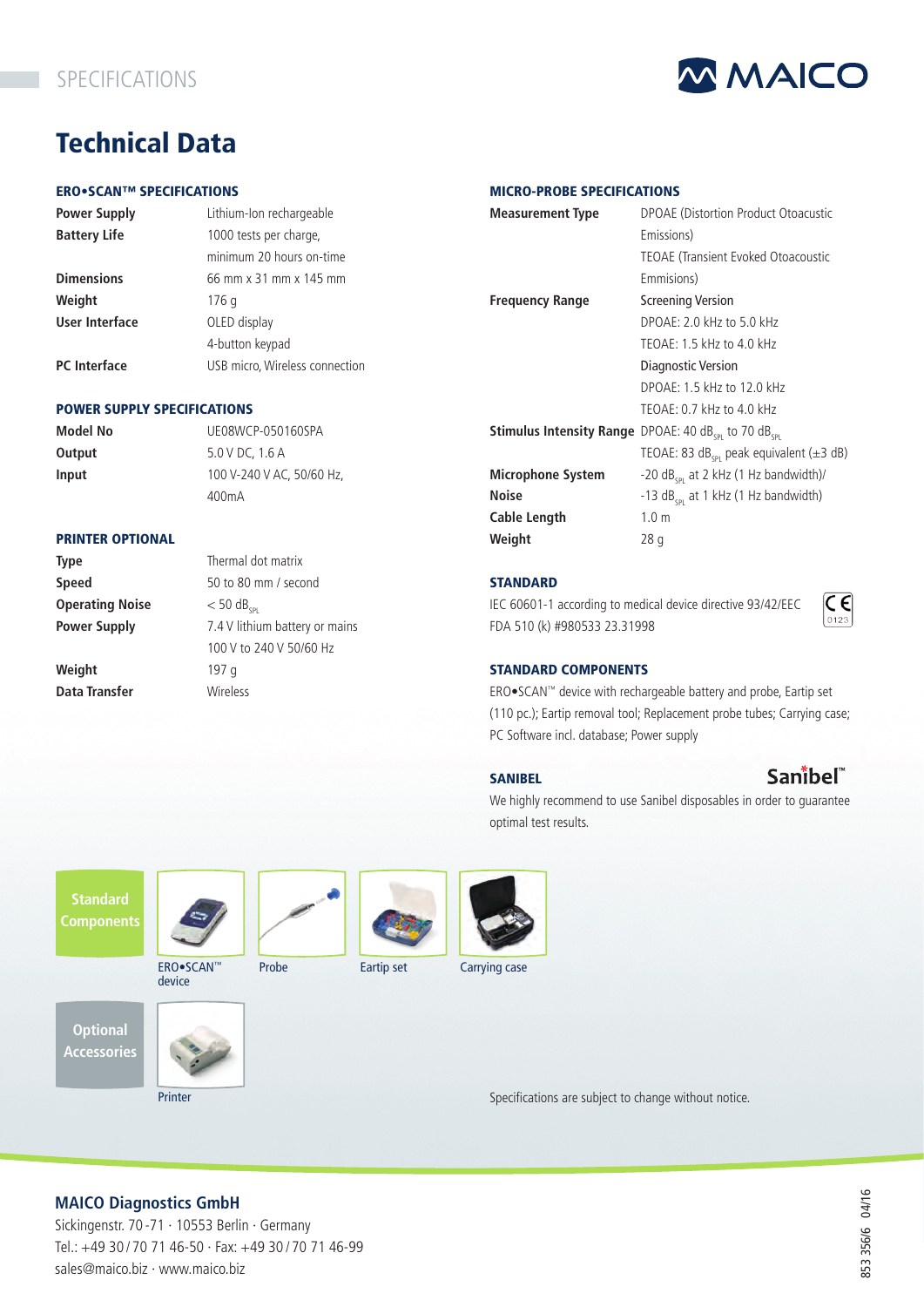SPECIFICATIONS

# Technical Data

### ERO•SCAN™ SPECIFICATIONS

| | |
|---|---|
| **Power Supply** | Lithium-Ion rechargeable |
| **Battery Life** | 1000 tests per charge, minimum 20 hours on-time |
| **Dimensions** | 66 mm x 31 mm x 145 mm |
| **Weight** | 176 g |
| **User Interface** | OLED display<br>4-button keypad |
| **PC Interface** | USB micro, Wireless connection |

### POWER SUPPLY SPECIFICATIONS

| | |
|---|---|
| **Model No** | UE08WCP-050160SPA |
| **Output** | 5.0 V DC, 1.6 A |
| **Input** | 100 V-240 V AC, 50/60 Hz, 400mA |

### PRINTER OPTIONAL

| | |
|---|---|
| **Type** | Thermal dot matrix |
| **Speed** | 50 to 80 mm / second |
| **Operating Noise** | < 50 $dB_{SPL}$ |
| **Power Supply** | 7.4 V lithium battery or mains<br>100 V to 240 V 50/60 Hz |
| **Weight** | 197 g |
| **Data Transfer** | Wireless |

### MICRO-PROBE SPECIFICATIONS

| | |
|---|---|
| **Measurement Type** | DPOAE (Distortion Product Otoacustic Emissions)<br>TEOAE (Transient Evoked Otoacoustic Emmisions) |
| **Frequency Range** | Screening Version<br>DPOAE: 2.0 kHz to 5.0 kHz<br>TEOAE: 1.5 kHz to 4.0 kHz<br>Diagnostic Version<br>DPOAE: 1.5 kHz to 12.0 kHz<br>TEOAE: 0.7 kHz to 4.0 kHz |
| **Stimulus Intensity Range** | DPOAE: 40 $dB_{SPL}$ to 70 $dB_{SPL}$<br>TEOAE: 83 $dB_{SPL}$ peak equivalent (±3 dB) |
| **Microphone System Noise** | -20 $dB_{SPL}$ at 2 kHz (1 Hz bandwidth)/<br>-13 $dB_{SPL}$ at 1 kHz (1 Hz bandwidth) |
| **Cable Length** | 1.0 m |
| **Weight** | 28 g |

### STANDARD

IEC 60601-1 according to medical device directive 93/42/EEC
FDA 510 (k) #980533 23.31998

CE 0123

### STANDARD COMPONENTS

ERO•SCAN™ device with rechargeable battery and probe, Eartip set (110 pc.); Eartip removal tool; Replacement probe tubes; Carrying case; PC Software incl. database; Power supply

### SANIBEL

We highly recommend to use Sanibel disposables in order to guarantee optimal test results.

**Standard Components**

ERO•SCAN™ device · Probe · Eartip set · Carrying case

**Optional Accessories**

Printer

Specifications are subject to change without notice.

**MAICO Diagnostics GmbH**
Sickingenstr. 70-71 · 10553 Berlin · Germany
Tel.: +49 30 / 70 71 46-50 · Fax: +49 30 / 70 71 46-99
sales@maico.biz · www.maico.biz

853 356/6 04/16